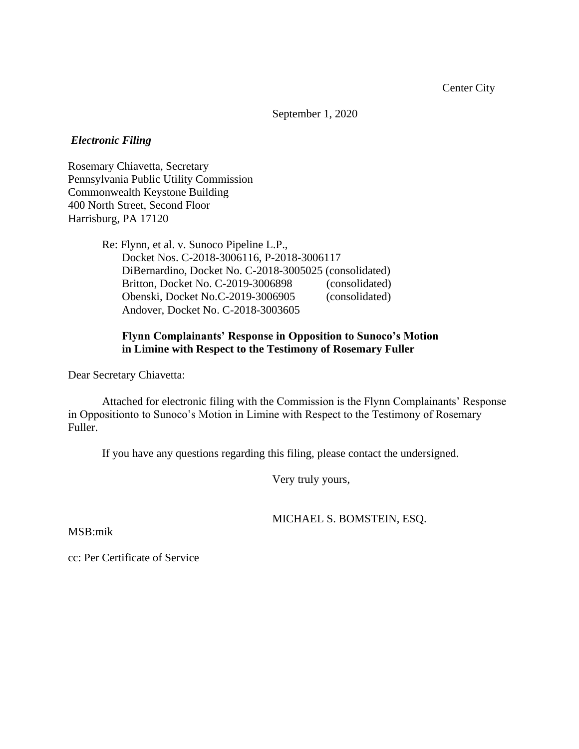Center City

September 1, 2020

***Electronic Filing***

Rosemary Chiavetta, Secretary
Pennsylvania Public Utility Commission
Commonwealth Keystone Building
400 North Street, Second Floor
Harrisburg, PA 17120

Re: Flynn, et al. v. Sunoco Pipeline L.P.,
Docket Nos. C-2018-3006116, P-2018-3006117
DiBernardino, Docket No. C-2018-3005025 (consolidated)
Britton, Docket No. C-2019-3006898 (consolidated)
Obenski, Docket No.C-2019-3006905 (consolidated)
Andover, Docket No. C-2018-3003605

**Flynn Complainants' Response in Opposition to Sunoco's Motion in Limine with Respect to the Testimony of Rosemary Fuller**

Dear Secretary Chiavetta:

Attached for electronic filing with the Commission is the Flynn Complainants' Response in Oppositionto to Sunoco's Motion in Limine with Respect to the Testimony of Rosemary Fuller.

If you have any questions regarding this filing, please contact the undersigned.

Very truly yours,

MICHAEL S. BOMSTEIN, ESQ.

MSB:mik

cc: Per Certificate of Service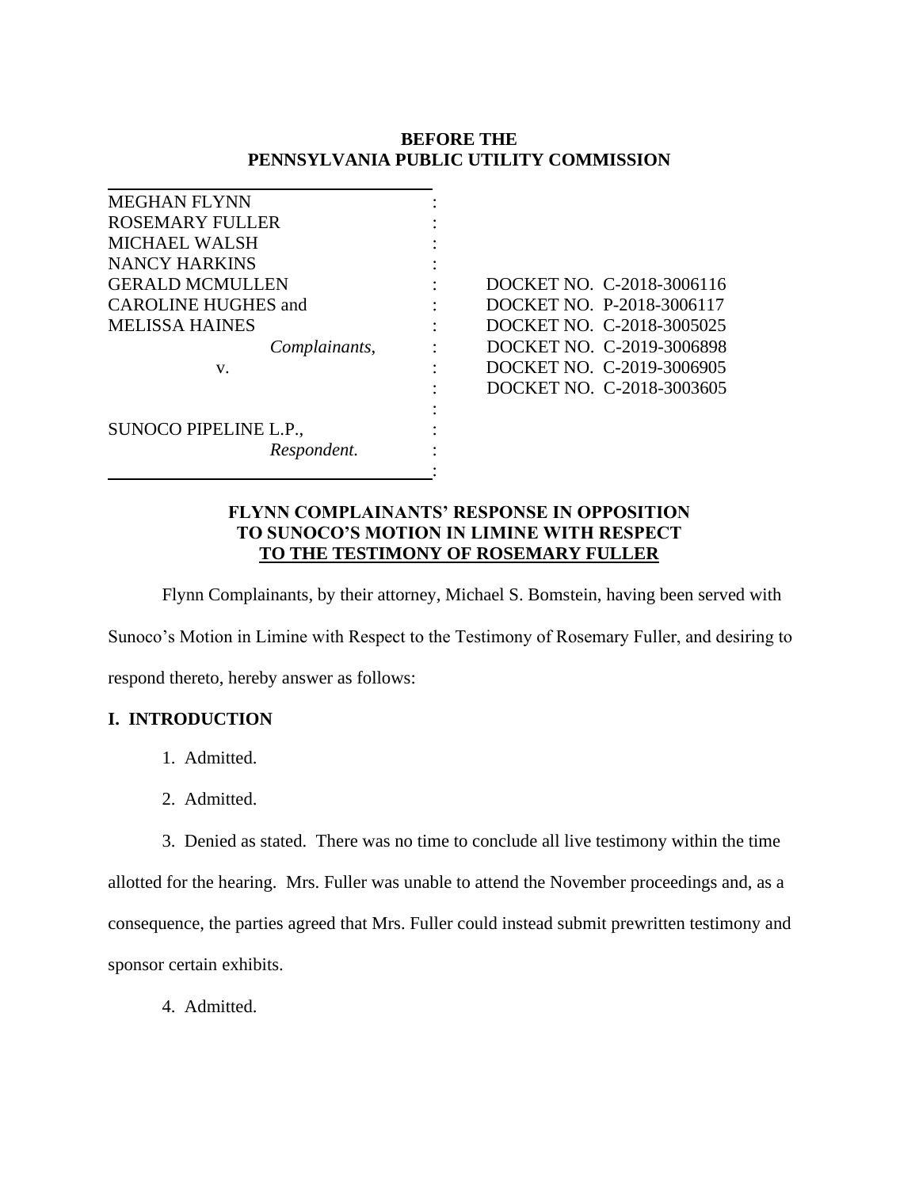**BEFORE THE**
**PENNSYLVANIA PUBLIC UTILITY COMMISSION**

| | | |
|---|---|---|
| MEGHAN FLYNN | : | |
| ROSEMARY FULLER | : | |
| MICHAEL WALSH | : | |
| NANCY HARKINS | : | |
| GERALD MCMULLEN | : | DOCKET NO. C-2018-3006116 |
| CAROLINE HUGHES and | : | DOCKET NO. P-2018-3006117 |
| MELISSA HAINES | : | DOCKET NO. C-2018-3005025 |
| *Complainants*, | : | DOCKET NO. C-2019-3006898 |
| v. | : | DOCKET NO. C-2019-3006905 |
| | : | DOCKET NO. C-2018-3003605 |
| | : | |
| SUNOCO PIPELINE L.P., | : | |
| *Respondent.* | : | |

**FLYNN COMPLAINANTS' RESPONSE IN OPPOSITION TO SUNOCO'S MOTION IN LIMINE WITH RESPECT TO THE TESTIMONY OF ROSEMARY FULLER**

Flynn Complainants, by their attorney, Michael S. Bomstein, having been served with Sunoco's Motion in Limine with Respect to the Testimony of Rosemary Fuller, and desiring to respond thereto, hereby answer as follows:

## I. INTRODUCTION

1. Admitted.

2. Admitted.

3. Denied as stated. There was no time to conclude all live testimony within the time allotted for the hearing. Mrs. Fuller was unable to attend the November proceedings and, as a consequence, the parties agreed that Mrs. Fuller could instead submit prewritten testimony and sponsor certain exhibits.

4. Admitted.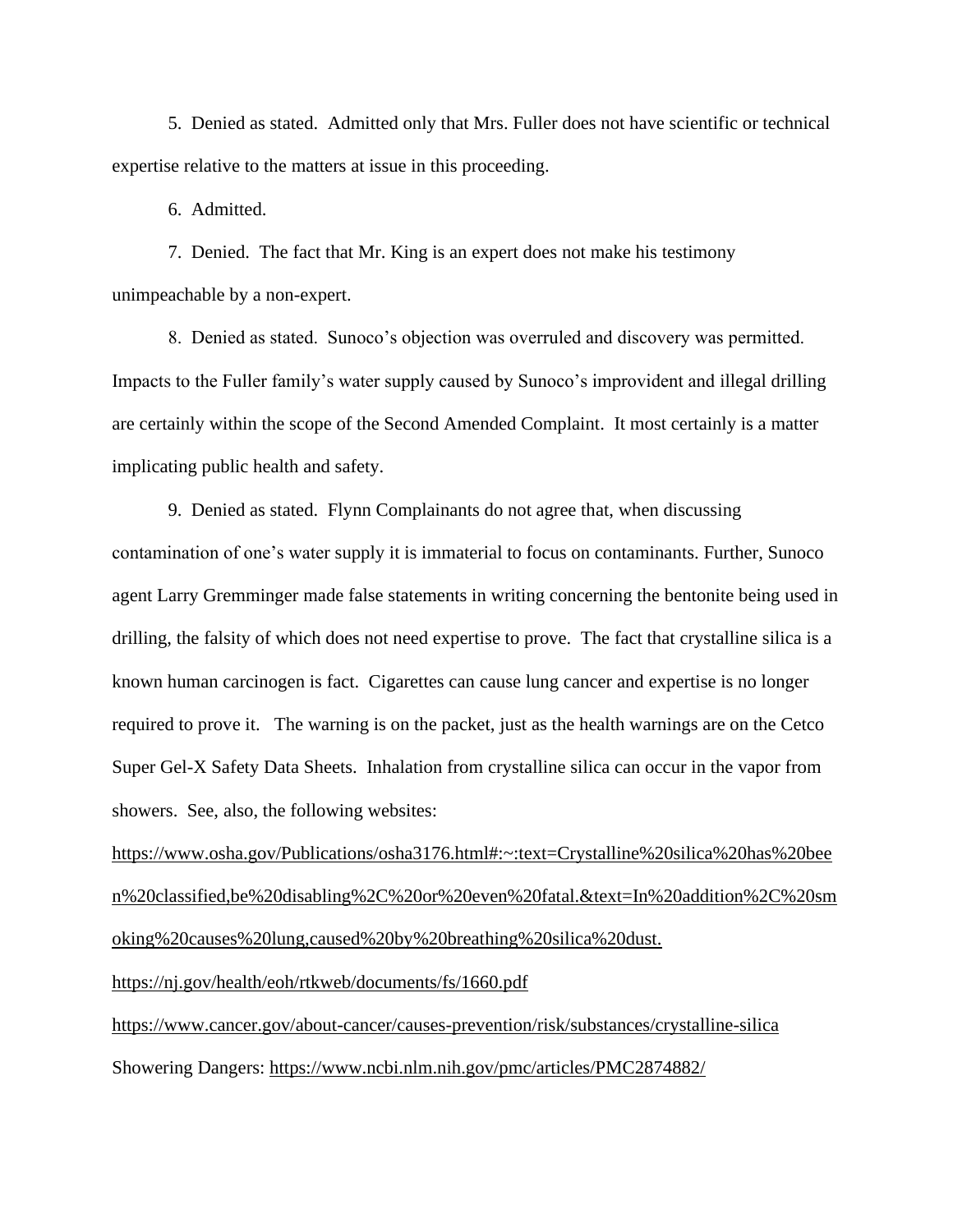5. Denied as stated. Admitted only that Mrs. Fuller does not have scientific or technical expertise relative to the matters at issue in this proceeding.

6. Admitted.

7. Denied. The fact that Mr. King is an expert does not make his testimony unimpeachable by a non-expert.

8. Denied as stated. Sunoco's objection was overruled and discovery was permitted. Impacts to the Fuller family's water supply caused by Sunoco's improvident and illegal drilling are certainly within the scope of the Second Amended Complaint. It most certainly is a matter implicating public health and safety.

9. Denied as stated. Flynn Complainants do not agree that, when discussing contamination of one's water supply it is immaterial to focus on contaminants. Further, Sunoco agent Larry Gremminger made false statements in writing concerning the bentonite being used in drilling, the falsity of which does not need expertise to prove. The fact that crystalline silica is a known human carcinogen is fact. Cigarettes can cause lung cancer and expertise is no longer required to prove it. The warning is on the packet, just as the health warnings are on the Cetco Super Gel-X Safety Data Sheets. Inhalation from crystalline silica can occur in the vapor from showers. See, also, the following websites:

https://www.osha.gov/Publications/osha3176.html#:~:text=Crystalline%20silica%20has%20been%20classified,be%20disabling%2C%20or%20even%20fatal.&text=In%20addition%2C%20smoking%20causes%20lung,caused%20by%20breathing%20silica%20dust.

https://nj.gov/health/eoh/rtkweb/documents/fs/1660.pdf

https://www.cancer.gov/about-cancer/causes-prevention/risk/substances/crystalline-silica

Showering Dangers: https://www.ncbi.nlm.nih.gov/pmc/articles/PMC2874882/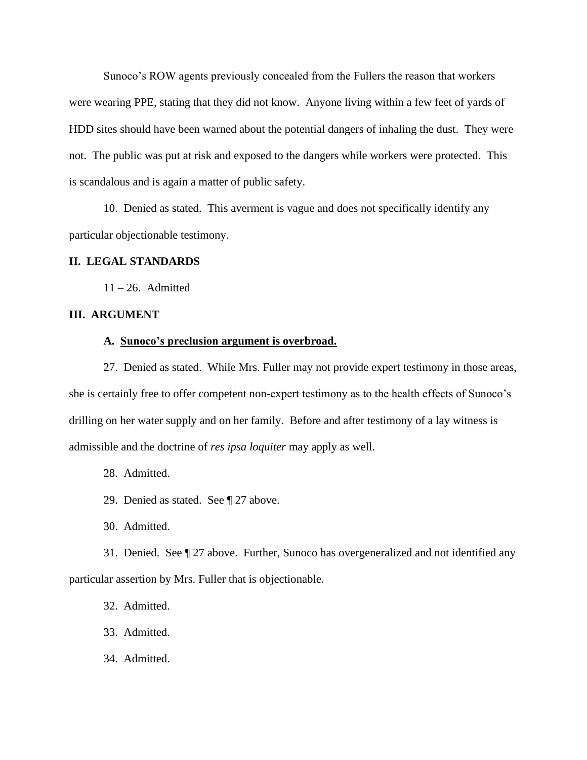Sunoco's ROW agents previously concealed from the Fullers the reason that workers were wearing PPE, stating that they did not know. Anyone living within a few feet of yards of HDD sites should have been warned about the potential dangers of inhaling the dust. They were not. The public was put at risk and exposed to the dangers while workers were protected. This is scandalous and is again a matter of public safety.

10. Denied as stated. This averment is vague and does not specifically identify any particular objectionable testimony.

## II. LEGAL STANDARDS

11 – 26. Admitted

## III. ARGUMENT

### A. <u>Sunoco's preclusion argument is overbroad.</u>

27. Denied as stated. While Mrs. Fuller may not provide expert testimony in those areas, she is certainly free to offer competent non-expert testimony as to the health effects of Sunoco's drilling on her water supply and on her family. Before and after testimony of a lay witness is admissible and the doctrine of *res ipsa loquiter* may apply as well.

28. Admitted.

29. Denied as stated. See ¶ 27 above.

30. Admitted.

31. Denied. See ¶ 27 above. Further, Sunoco has overgeneralized and not identified any particular assertion by Mrs. Fuller that is objectionable.

32. Admitted.

33. Admitted.

34. Admitted.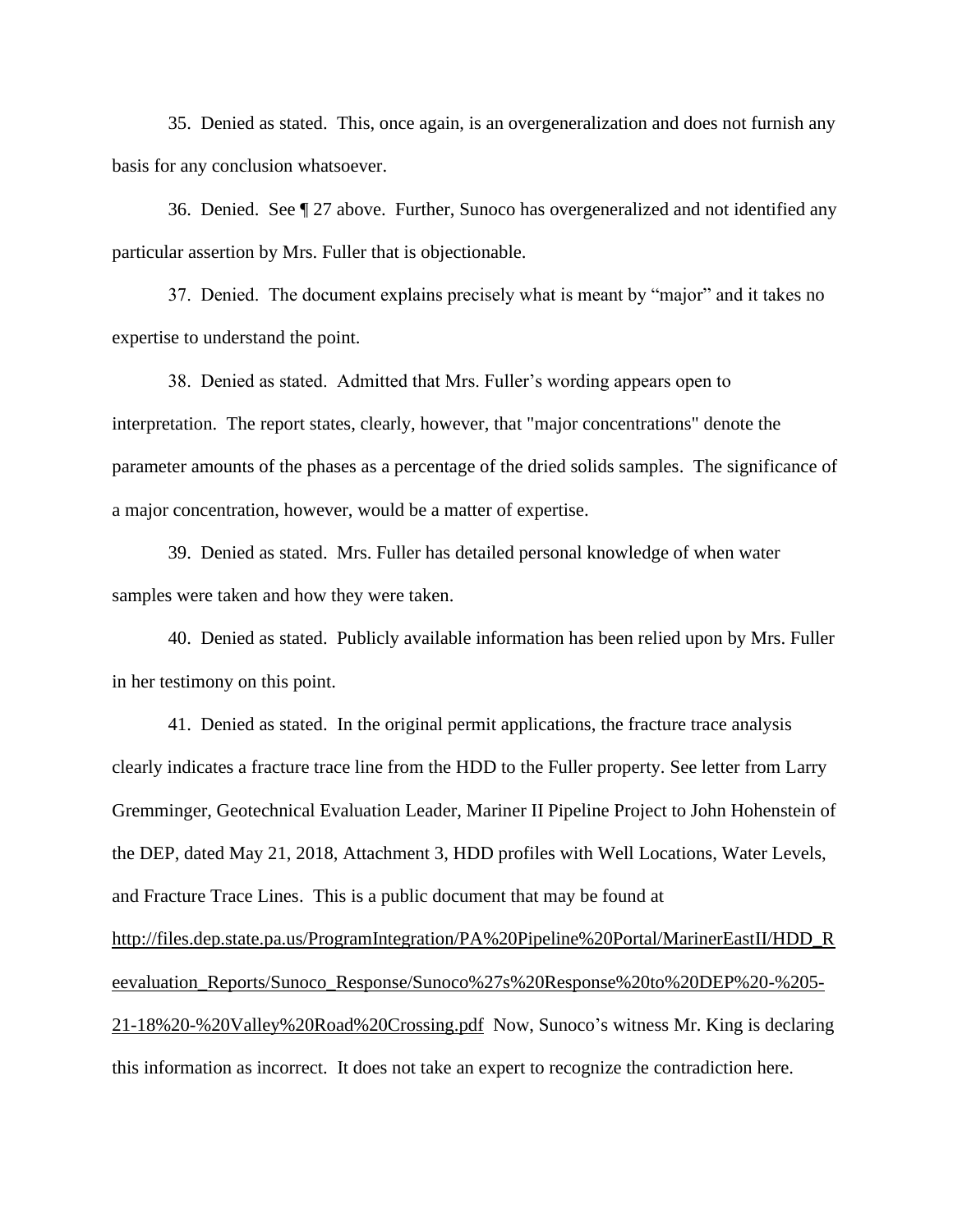35. Denied as stated. This, once again, is an overgeneralization and does not furnish any basis for any conclusion whatsoever.

36. Denied. See ¶ 27 above. Further, Sunoco has overgeneralized and not identified any particular assertion by Mrs. Fuller that is objectionable.

37. Denied. The document explains precisely what is meant by "major" and it takes no expertise to understand the point.

38. Denied as stated. Admitted that Mrs. Fuller's wording appears open to interpretation. The report states, clearly, however, that "major concentrations" denote the parameter amounts of the phases as a percentage of the dried solids samples. The significance of a major concentration, however, would be a matter of expertise.

39. Denied as stated. Mrs. Fuller has detailed personal knowledge of when water samples were taken and how they were taken.

40. Denied as stated. Publicly available information has been relied upon by Mrs. Fuller in her testimony on this point.

41. Denied as stated. In the original permit applications, the fracture trace analysis clearly indicates a fracture trace line from the HDD to the Fuller property. See letter from Larry Gremminger, Geotechnical Evaluation Leader, Mariner II Pipeline Project to John Hohenstein of the DEP, dated May 21, 2018, Attachment 3, HDD profiles with Well Locations, Water Levels, and Fracture Trace Lines. This is a public document that may be found at http://files.dep.state.pa.us/ProgramIntegration/PA%20Pipeline%20Portal/MarinerEastII/HDD_Reevaluation_Reports/Sunoco_Response/Sunoco%27s%20Response%20to%20DEP%20-%205-21-18%20-%20Valley%20Road%20Crossing.pdf Now, Sunoco's witness Mr. King is declaring this information as incorrect. It does not take an expert to recognize the contradiction here.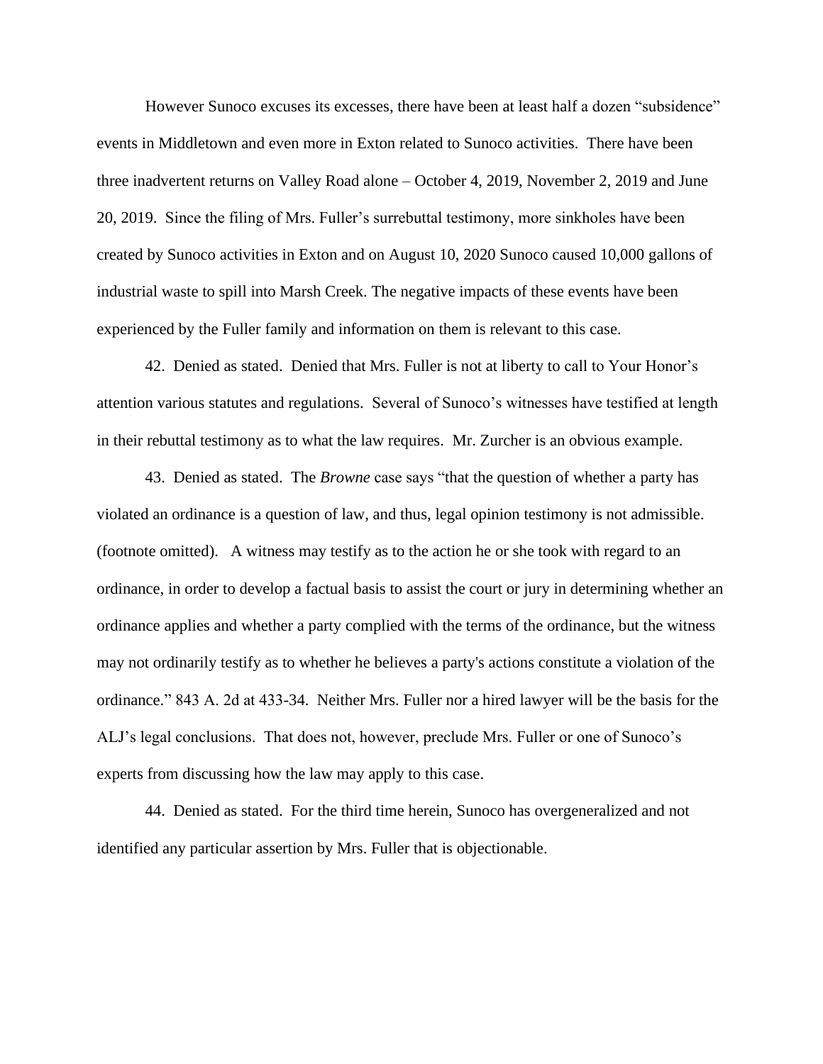However Sunoco excuses its excesses, there have been at least half a dozen "subsidence" events in Middletown and even more in Exton related to Sunoco activities. There have been three inadvertent returns on Valley Road alone – October 4, 2019, November 2, 2019 and June 20, 2019. Since the filing of Mrs. Fuller's surrebuttal testimony, more sinkholes have been created by Sunoco activities in Exton and on August 10, 2020 Sunoco caused 10,000 gallons of industrial waste to spill into Marsh Creek. The negative impacts of these events have been experienced by the Fuller family and information on them is relevant to this case.

42. Denied as stated. Denied that Mrs. Fuller is not at liberty to call to Your Honor's attention various statutes and regulations. Several of Sunoco's witnesses have testified at length in their rebuttal testimony as to what the law requires. Mr. Zurcher is an obvious example.

43. Denied as stated. The *Browne* case says "that the question of whether a party has violated an ordinance is a question of law, and thus, legal opinion testimony is not admissible. (footnote omitted). A witness may testify as to the action he or she took with regard to an ordinance, in order to develop a factual basis to assist the court or jury in determining whether an ordinance applies and whether a party complied with the terms of the ordinance, but the witness may not ordinarily testify as to whether he believes a party's actions constitute a violation of the ordinance." 843 A. 2d at 433-34. Neither Mrs. Fuller nor a hired lawyer will be the basis for the ALJ's legal conclusions. That does not, however, preclude Mrs. Fuller or one of Sunoco's experts from discussing how the law may apply to this case.

44. Denied as stated. For the third time herein, Sunoco has overgeneralized and not identified any particular assertion by Mrs. Fuller that is objectionable.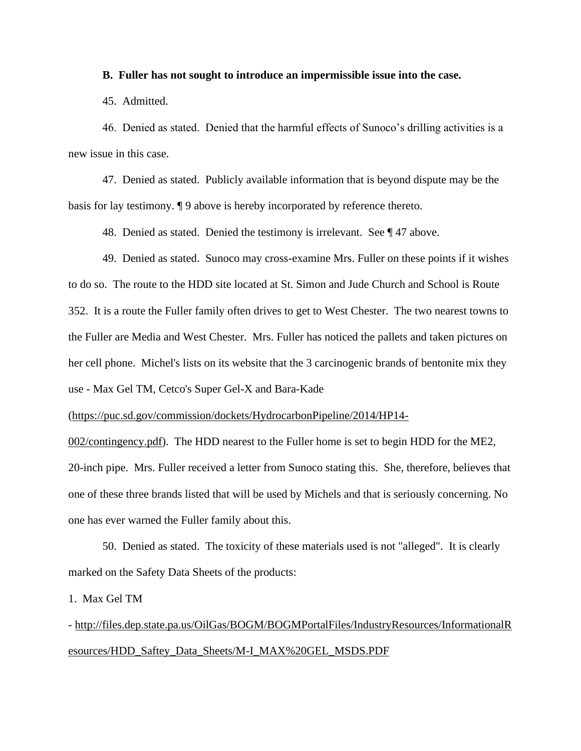**B. Fuller has not sought to introduce an impermissible issue into the case.**

45. Admitted.

46. Denied as stated. Denied that the harmful effects of Sunoco's drilling activities is a new issue in this case.

47. Denied as stated. Publicly available information that is beyond dispute may be the basis for lay testimony. ¶ 9 above is hereby incorporated by reference thereto.

48. Denied as stated. Denied the testimony is irrelevant. See ¶ 47 above.

49. Denied as stated. Sunoco may cross-examine Mrs. Fuller on these points if it wishes to do so. The route to the HDD site located at St. Simon and Jude Church and School is Route 352. It is a route the Fuller family often drives to get to West Chester. The two nearest towns to the Fuller are Media and West Chester. Mrs. Fuller has noticed the pallets and taken pictures on her cell phone. Michel's lists on its website that the 3 carcinogenic brands of bentonite mix they use - Max Gel TM, Cetco's Super Gel-X and Bara-Kade (https://puc.sd.gov/commission/dockets/HydrocarbonPipeline/2014/HP14-002/contingency.pdf). The HDD nearest to the Fuller home is set to begin HDD for the ME2, 20-inch pipe. Mrs. Fuller received a letter from Sunoco stating this. She, therefore, believes that one of these three brands listed that will be used by Michels and that is seriously concerning. No one has ever warned the Fuller family about this.

50. Denied as stated. The toxicity of these materials used is not "alleged". It is clearly marked on the Safety Data Sheets of the products:

1. Max Gel TM

- http://files.dep.state.pa.us/OilGas/BOGM/BOGMPortalFiles/IndustryResources/InformationalResources/HDD_Saftey_Data_Sheets/M-I_MAX%20GEL_MSDS.PDF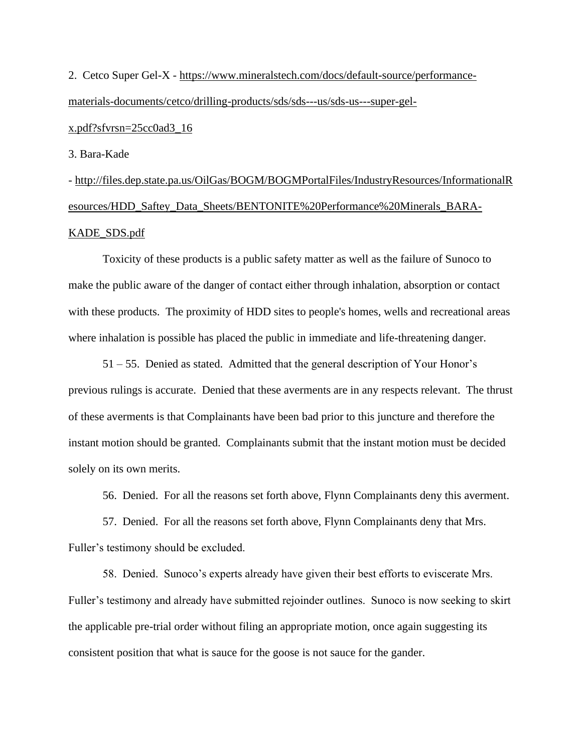2. Cetco Super Gel-X - https://www.mineralstech.com/docs/default-source/performance-materials-documents/cetco/drilling-products/sds/sds---us/sds-us---super-gel-x.pdf?sfvrsn=25cc0ad3_16

3. Bara-Kade

- http://files.dep.state.pa.us/OilGas/BOGM/BOGMPortalFiles/IndustryResources/InformationalResources/HDD_Saftey_Data_Sheets/BENTONITE%20Performance%20Minerals_BARA-KADE_SDS.pdf

Toxicity of these products is a public safety matter as well as the failure of Sunoco to make the public aware of the danger of contact either through inhalation, absorption or contact with these products. The proximity of HDD sites to people's homes, wells and recreational areas where inhalation is possible has placed the public in immediate and life-threatening danger.

51 – 55. Denied as stated. Admitted that the general description of Your Honor's previous rulings is accurate. Denied that these averments are in any respects relevant. The thrust of these averments is that Complainants have been bad prior to this juncture and therefore the instant motion should be granted. Complainants submit that the instant motion must be decided solely on its own merits.

56. Denied. For all the reasons set forth above, Flynn Complainants deny this averment.

57. Denied. For all the reasons set forth above, Flynn Complainants deny that Mrs. Fuller's testimony should be excluded.

58. Denied. Sunoco's experts already have given their best efforts to eviscerate Mrs. Fuller's testimony and already have submitted rejoinder outlines. Sunoco is now seeking to skirt the applicable pre-trial order without filing an appropriate motion, once again suggesting its consistent position that what is sauce for the goose is not sauce for the gander.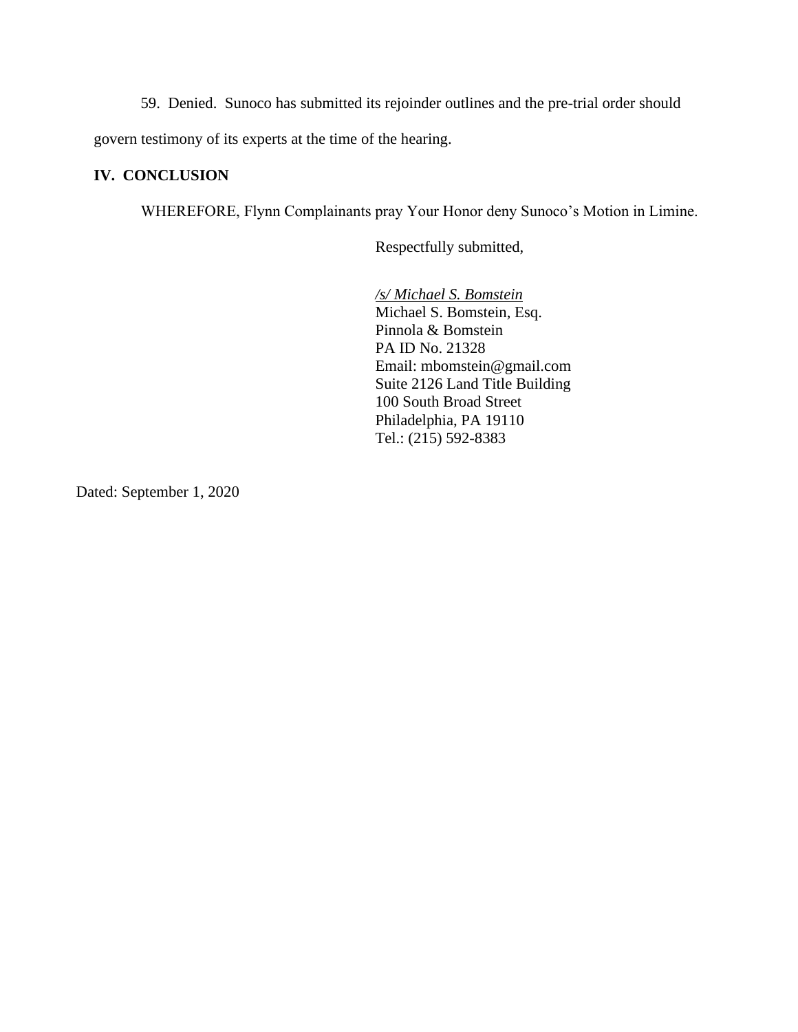59. Denied. Sunoco has submitted its rejoinder outlines and the pre-trial order should govern testimony of its experts at the time of the hearing.

## IV. CONCLUSION

WHEREFORE, Flynn Complainants pray Your Honor deny Sunoco's Motion in Limine.

Respectfully submitted,

*/s/ Michael S. Bomstein*
Michael S. Bomstein, Esq.
Pinnola & Bomstein
PA ID No. 21328
Email: mbomstein@gmail.com
Suite 2126 Land Title Building
100 South Broad Street
Philadelphia, PA 19110
Tel.: (215) 592-8383

Dated: September 1, 2020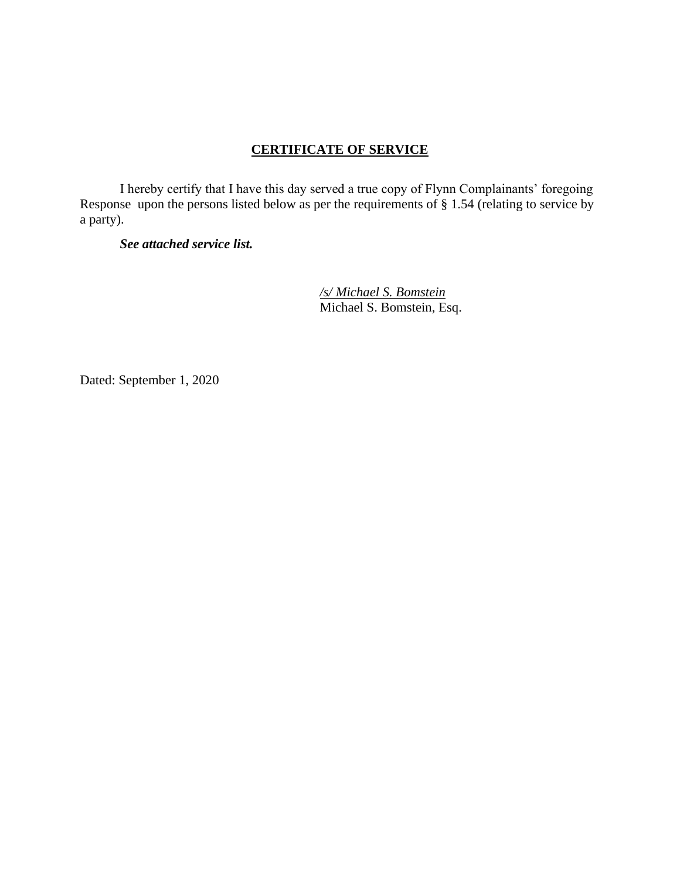## CERTIFICATE OF SERVICE

I hereby certify that I have this day served a true copy of Flynn Complainants' foregoing Response upon the persons listed below as per the requirements of § 1.54 (relating to service by a party).

***See attached service list.***

/s/ Michael S. Bomstein
Michael S. Bomstein, Esq.

Dated: September 1, 2020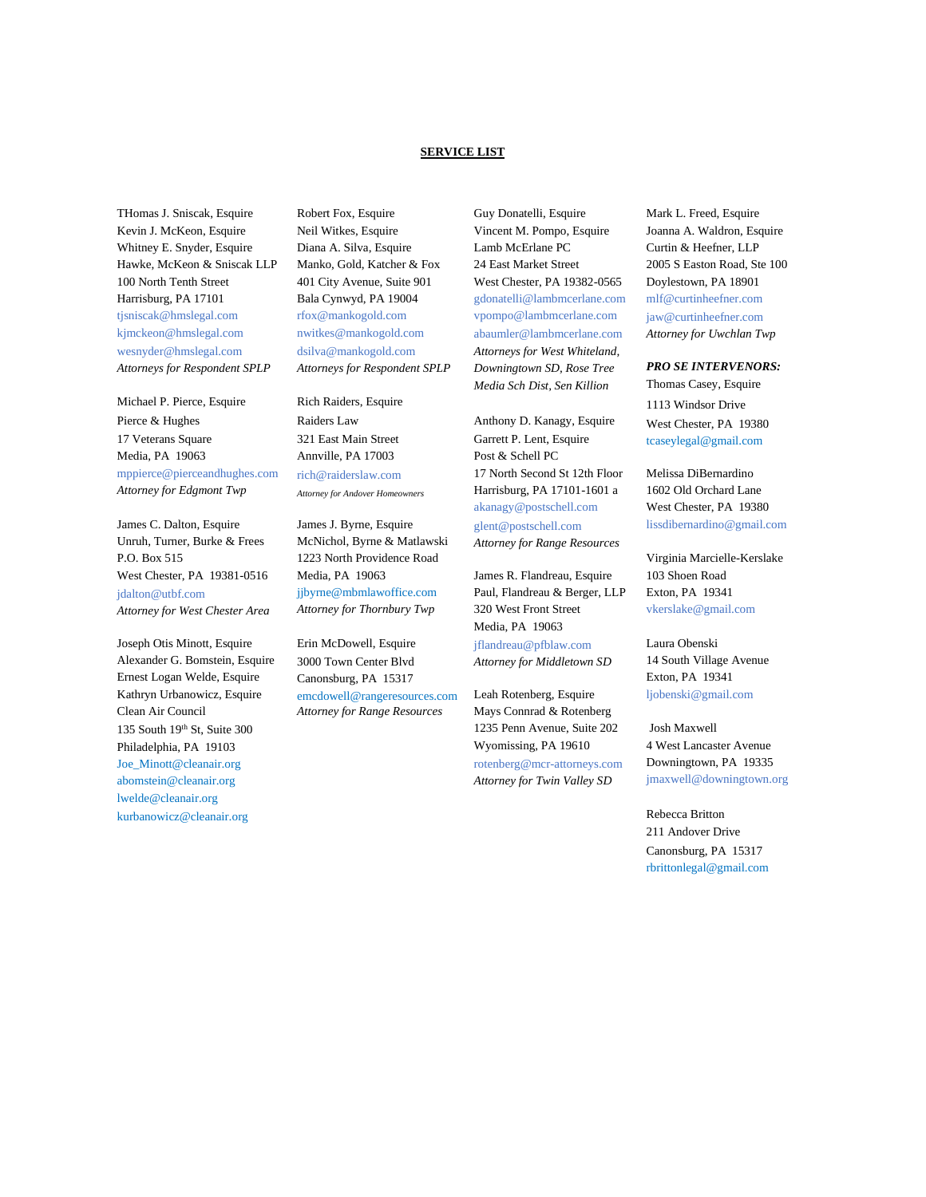## SERVICE LIST

THomas J. Sniscak, Esquire
Kevin J. McKeon, Esquire
Whitney E. Snyder, Esquire
Hawke, McKeon & Sniscak LLP
100 North Tenth Street
Harrisburg, PA 17101
tjsniscak@hmslegal.com
kjmckeon@hmslegal.com
wesnyder@hmslegal.com
*Attorneys for Respondent SPLP*

Michael P. Pierce, Esquire
Pierce & Hughes
17 Veterans Square
Media, PA 19063
mppierce@pierceandhughes.com
*Attorney for Edgmont Twp*

James C. Dalton, Esquire
Unruh, Turner, Burke & Frees
P.O. Box 515
West Chester, PA 19381-0516
jdalton@utbf.com
*Attorney for West Chester Area*

Joseph Otis Minott, Esquire
Alexander G. Bomstein, Esquire
Ernest Logan Welde, Esquire
Kathryn Urbanowicz, Esquire
Clean Air Council
135 South 19th St, Suite 300
Philadelphia, PA 19103
Joe_Minott@cleanair.org
abomstein@cleanair.org
lwelde@cleanair.org
kurbanowicz@cleanair.org

Robert Fox, Esquire
Neil Witkes, Esquire
Diana A. Silva, Esquire
Manko, Gold, Katcher & Fox
401 City Avenue, Suite 901
Bala Cynwyd, PA 19004
rfox@mankogold.com
nwitkes@mankogold.com
dsilva@mankogold.com
*Attorneys for Respondent SPLP*

Rich Raiders, Esquire
Raiders Law
321 East Main Street
Annville, PA 17003
rich@raiderslaw.com
*Attorney for Andover Homeowners*

James J. Byrne, Esquire
McNichol, Byrne & Matlawski
1223 North Providence Road
Media, PA 19063
jjbyrne@mbmlawoffice.com
*Attorney for Thornbury Twp*

Erin McDowell, Esquire
3000 Town Center Blvd
Canonsburg, PA 15317
emcdowell@rangeresources.com
*Attorney for Range Resources*

Guy Donatelli, Esquire
Vincent M. Pompo, Esquire
Lamb McErlane PC
24 East Market Street
West Chester, PA 19382-0565
gdonatelli@lambmcerlane.com
vpompo@lambmcerlane.com
abaumler@lambmcerlane.com
*Attorneys for West Whiteland, Downingtown SD, Rose Tree Media Sch Dist, Sen Killion*

Anthony D. Kanagy, Esquire
Garrett P. Lent, Esquire
Post & Schell PC
17 North Second St 12th Floor
Harrisburg, PA 17101-1601 a
akanagy@postschell.com
glent@postschell.com
*Attorney for Range Resources*

James R. Flandreau, Esquire
Paul, Flandreau & Berger, LLP
320 West Front Street
Media, PA 19063
jflandreau@pfblaw.com
*Attorney for Middletown SD*

Leah Rotenberg, Esquire
Mays Connrad & Rotenberg
1235 Penn Avenue, Suite 202
Wyomissing, PA 19610
rotenberg@mcr-attorneys.com
*Attorney for Twin Valley SD*

Mark L. Freed, Esquire
Joanna A. Waldron, Esquire
Curtin & Heefner, LLP
2005 S Easton Road, Ste 100
Doylestown, PA 18901
mlf@curtinheefner.com
jaw@curtinheefner.com
*Attorney for Uwchlan Twp*

***PRO SE INTERVENORS:***

Thomas Casey, Esquire
1113 Windsor Drive
West Chester, PA 19380
tcaseylegal@gmail.com

Melissa DiBernardino
1602 Old Orchard Lane
West Chester, PA 19380
lissdibernardino@gmail.com

Virginia Marcielle-Kerslake
103 Shoen Road
Exton, PA 19341
vkerslake@gmail.com

Laura Obenski
14 South Village Avenue
Exton, PA 19341
ljobenski@gmail.com

Josh Maxwell
4 West Lancaster Avenue
Downingtown, PA 19335
jmaxwell@downingtown.org

Rebecca Britton
211 Andover Drive
Canonsburg, PA 15317
rbrittonlegal@gmail.com